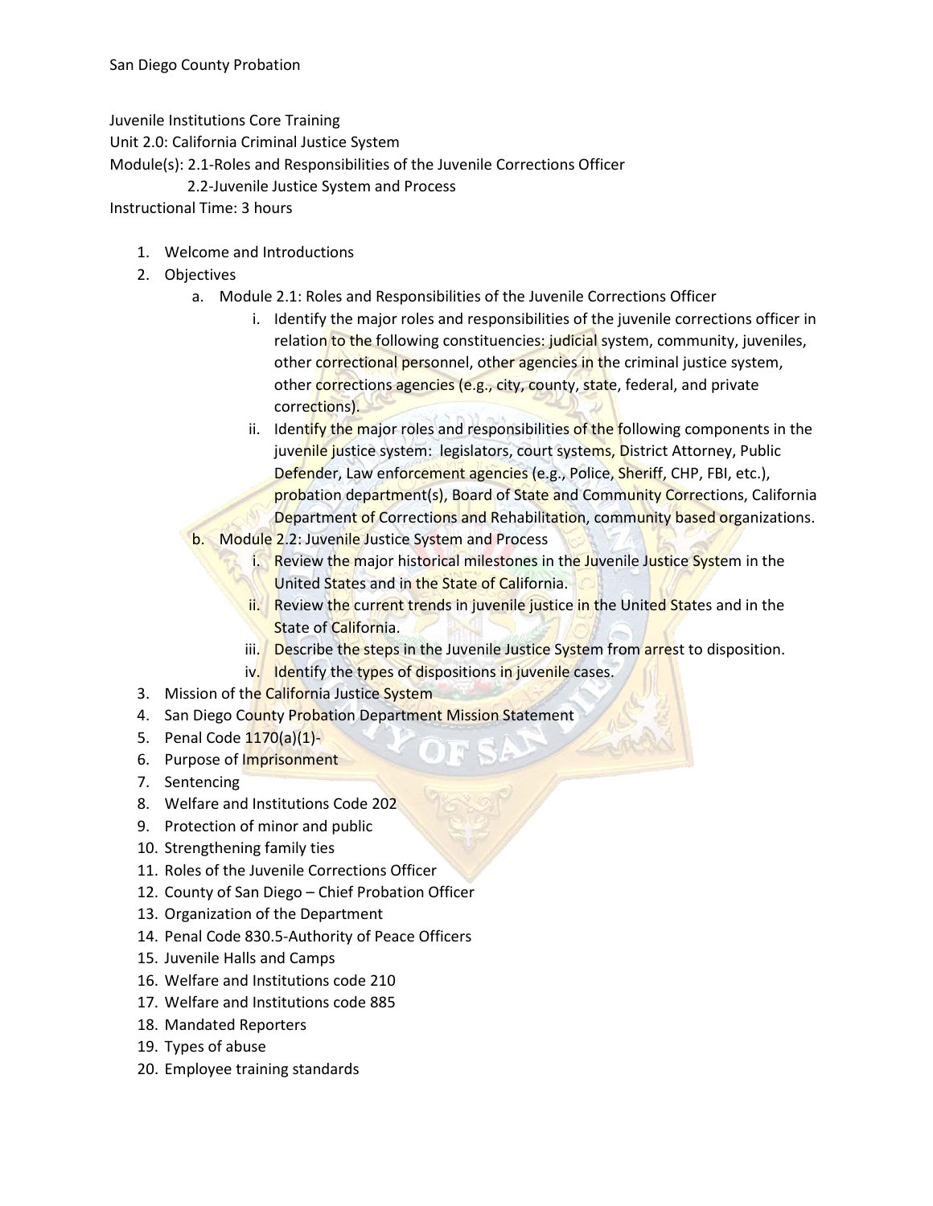San Diego County Probation

Juvenile Institutions Core Training
Unit 2.0: California Criminal Justice System
Module(s): 2.1-Roles and Responsibilities of the Juvenile Corrections Officer
2.2-Juvenile Justice System and Process
Instructional Time: 3 hours

1. Welcome and Introductions
2. Objectives
   a. Module 2.1: Roles and Responsibilities of the Juvenile Corrections Officer
      i. Identify the major roles and responsibilities of the juvenile corrections officer in relation to the following constituencies: judicial system, community, juveniles, other correctional personnel, other agencies in the criminal justice system, other corrections agencies (e.g., city, county, state, federal, and private corrections).
      ii. Identify the major roles and responsibilities of the following components in the juvenile justice system: legislators, court systems, District Attorney, Public Defender, Law enforcement agencies (e.g., Police, Sheriff, CHP, FBI, etc.), probation department(s), Board of State and Community Corrections, California Department of Corrections and Rehabilitation, community based organizations.
   b. Module 2.2: Juvenile Justice System and Process
      i. Review the major historical milestones in the Juvenile Justice System in the United States and in the State of California.
      ii. Review the current trends in juvenile justice in the United States and in the State of California.
      iii. Describe the steps in the Juvenile Justice System from arrest to disposition.
      iv. Identify the types of dispositions in juvenile cases.
3. Mission of the California Justice System
4. San Diego County Probation Department Mission Statement
5. Penal Code 1170(a)(1)-
6. Purpose of Imprisonment
7. Sentencing
8. Welfare and Institutions Code 202
9. Protection of minor and public
10. Strengthening family ties
11. Roles of the Juvenile Corrections Officer
12. County of San Diego – Chief Probation Officer
13. Organization of the Department
14. Penal Code 830.5-Authority of Peace Officers
15. Juvenile Halls and Camps
16. Welfare and Institutions code 210
17. Welfare and Institutions code 885
18. Mandated Reporters
19. Types of abuse
20. Employee training standards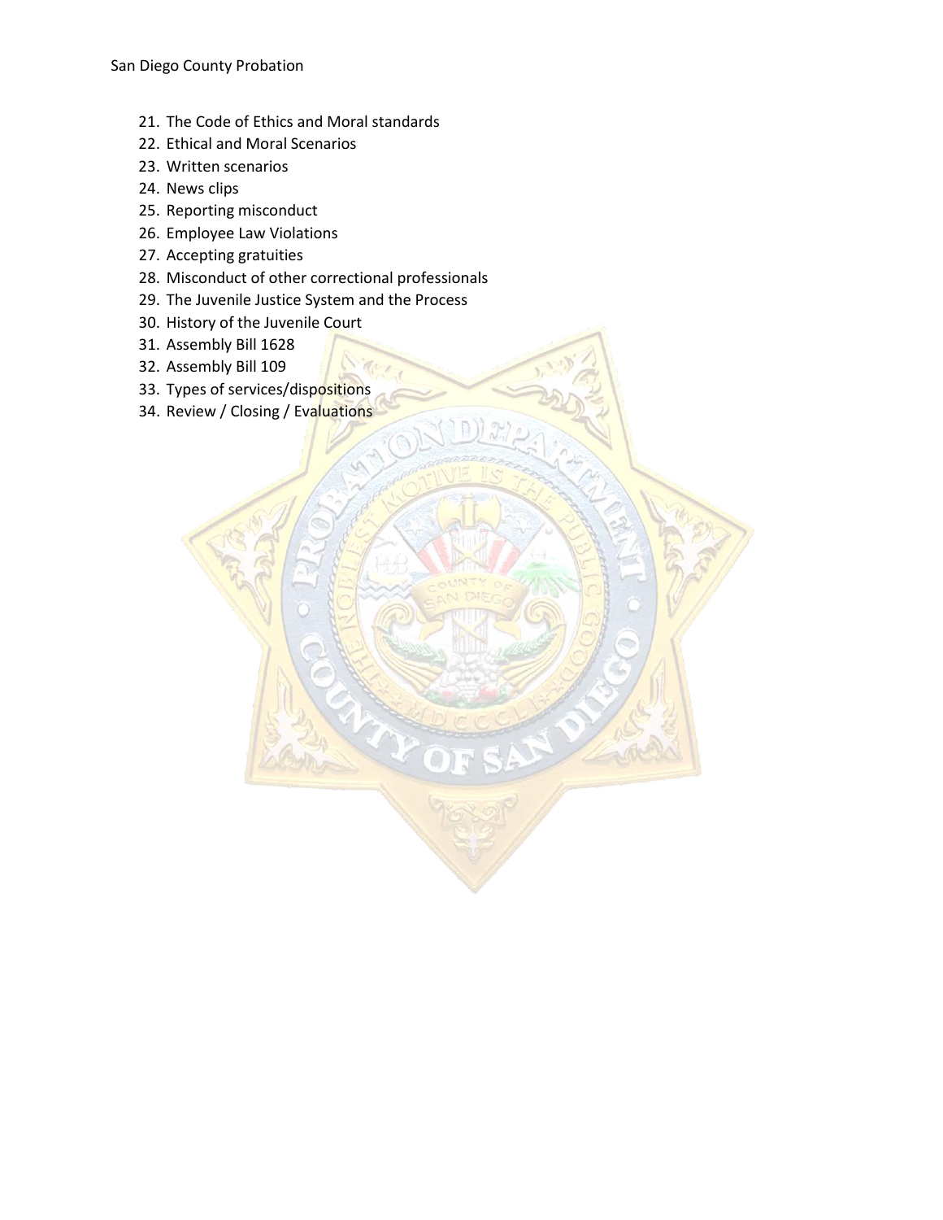21. The Code of Ethics and Moral standards
22. Ethical and Moral Scenarios
23. Written scenarios
24. News clips
25. Reporting misconduct
26. Employee Law Violations
27. Accepting gratuities
28. Misconduct of other correctional professionals
29. The Juvenile Justice System and the Process
30. History of the Juvenile Court
31. Assembly Bill 1628
32. Assembly Bill 109
33. Types of services/dispositions
34. Review / Closing / Evaluations